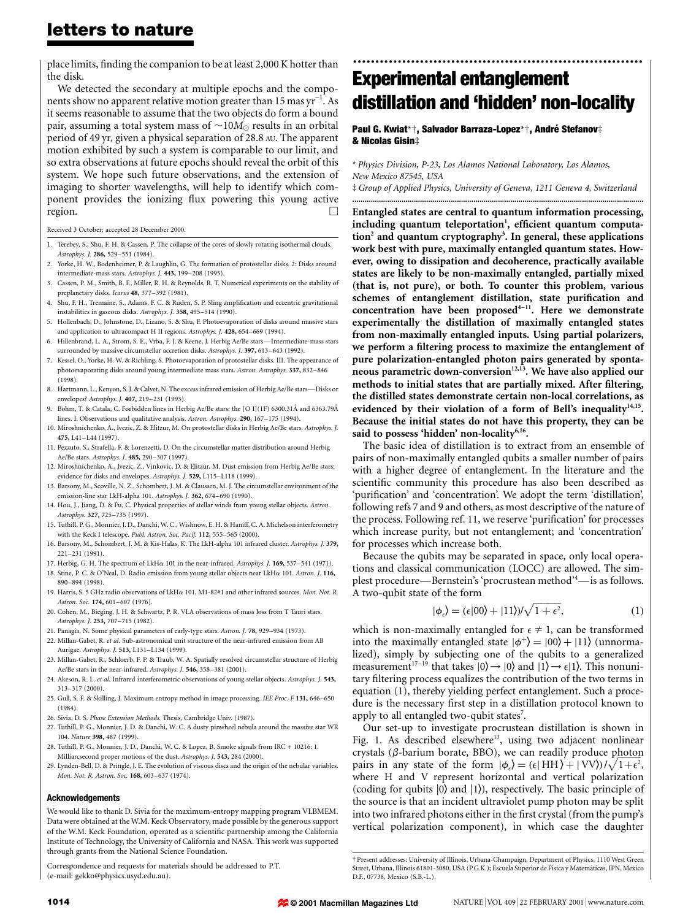place limits, finding the companion to be at least 2,000 K hotter than the disk.

We detected the secondary at multiple epochs and the components show no apparent relative motion greater than 15 mas $yr^{-1}$. As it seems reasonable to assume that the two objects do form a bound pair, assuming a total system mass of $\sim 10 M_\odot$ results in an orbital period of 49 yr, given a physical separation of 28.8 AU. The apparent motion exhibited by such a system is comparable to our limit, and so extra observations at future epochs should reveal the orbit of this system. We hope such future observations, and the extension of imaging to shorter wavelengths, will help to identify which component provides the ionizing flux powering this young active region. □

Received 3 October; accepted 28 December 2000.

1. Terebey, S., Shu, F. H. & Cassen, P. The collapse of the cores of slowly rotating isothermal clouds. *Astrophys. J.* **286**, 529–551 (1984).
2. Yorke, H. W., Bodenheimer, P. & Laughlin, G. The formation of protostellar disks. 2: Disks around intermediate-mass stars. *Astrophys. J.* **443**, 199–208 (1995).
3. Cassen, P. M., Smith, B. F., Miller, R. H. & Reynolds, R. T. Numerical experiments on the stability of preplanetary disks. *Icarus* **48**, 377–392 (1981).
4. Shu, F. H., Tremaine, S., Adams, F. C. & Ruden, S. P. Sling amplification and eccentric gravitational instabilities in gaseous disks. *Astrophys. J.* **358**, 495–514 (1990).
5. Hollenbach, D., Johnstone, D., Lizano, S. & Shu, F. Photoevaporation of disks around massive stars and application to ultracompact H II regions. *Astrophys. J.* **428**, 654–669 (1994).
6. Hillenbrand, L. A., Strom, S. E., Vrba, F. J. & Keene, J. Herbig Ae/Be stars—Intermediate-mass stars surrounded by massive circumstellar accretion disks. *Astrophys. J.* **397**, 613–643 (1992).
7. Kessel, O., Yorke, H. W. & Richling, S. Photoevaporation of protostellar disks. III. The appearance of photoevaporating disks around young intermediate mass stars. *Astron. Astrophys.* **337**, 832–846 (1998).
8. Hartmann, L., Kenyon, S. J. & Calvet, N. The excess infrared emission of Herbig Ae/Be stars—Disks or envelopes? *Astrophys. J.* **407**, 219–231 (1993).
9. Böhm, T. & Catala, C. Forbidden lines in Herbig Ae/Be stars: the [O I](1F) 6300.31Å and 6363.79Å lines. I. Observations and qualitative analysis. *Astron. Astrophys.* **290**, 167–175 (1994).
10. Miroshnichenko, A., Ivezic, Z. & Elitzur, M. On protostellar disks in Herbig Ae/Be stars. *Astrophys. J.* **475**, L41–L44 (1997).
11. Pezzuto, S., Strafella, F. & Lorenzetti, D. On the circumstellar matter distribution around Herbig Ae/Be stars. *Astrophys. J.* **485**, 290–307 (1997).
12. Miroshnichenko, A., Ivezic, Z., Vinkovic, D. & Elitzur, M. Dust emission from Herbig Ae/Be stars: evidence for disks and envelopes. *Astrophys. J.* **529**, L115–L118 (1999).
13. Barsony, M., Scoville, N. Z., Schombert, J. M. & Claussen, M. J. The circumstellar environment of the emission-line star LkH-alpha 101. *Astrophys. J.* **362**, 674–690 (1990).
14. Hou, J., Jiang, D. & Fu, C. Physical properties of stellar winds from young stellar objects. *Astron. Astrophys.* **327**, 725–735 (1997).
15. Tuthill, P. G., Monnier, J. D., Danchi, W. C., Wishnow, E. H. & Haniff, C. A. Michelson interferometry with the Keck I telescope. *Publ. Astron. Soc. Pacif.* **112**, 555–565 (2000).
16. Barsony, M., Schombert, J. M. & Kis-Halas, K. The LkH-alpha 101 infrared cluster. *Astrophys. J.* **379**, 221–231 (1991).
17. Herbig, G. H. The spectrum of LkHα 101 in the near-infrared. *Astrophys. J.* **169**, 537–541 (1971).
18. Stine, P. C. & O'Neal, D. Radio emission from young stellar objects near LkHα 101. *Astron. J.* **116**, 890–894 (1998).
19. Harris, S. 5 GHz radio observations of LkHα 101, M1-82#1 and other infrared sources. *Mon. Not. R. Astron. Soc.* **174**, 601–607 (1976).
20. Cohen, M., Bieging, J. H. & Schwartz, P. R. VLA observations of mass loss from T Tauri stars. *Astrophys. J.* **253**, 707–715 (1982).
21. Panagia, N. Some physical parameters of early-type stars. *Astron. J.* **78**, 929–934 (1973).
22. Millan-Gabet, R. *et al.* Sub-astronomical unit structure of the near-infrared emission from AB Aurigae. *Astrophys. J.* **513**, L131–L134 (1999).
23. Millan-Gabet, R., Schloerb, F. P. & Traub, W. A. Spatially resolved circumstellar structure of Herbig Ae/Be stars in the near-infrared. *Astrophys. J.* **546**, 358–381 (2001).
24. Akeson, R. L. *et al.* Infrared interferometric observations of young stellar objects. *Astrophys. J.* **543**, 313–317 (2000).
25. Gull, S. F. & Skilling, J. Maximum entropy method in image processing. *IEE Proc. F* **131**, 646–650 (1984).
26. Sivia, D. S. *Phase Extension Methods.* Thesis, Cambridge Univ. (1987).
27. Tuthill, P. G., Monnier, J. D. & Danchi, W. C. A dusty pinwheel nebula around the massive star WR 104. *Nature* **398**, 487 (1999).
28. Tuthill, P. G., Monnier, J. D., Danchi, W. C. & Lopez, B. Smoke signals from IRC + 10216: 1. Milliarcsecond proper motions of the dust. *Astrophys. J.* **543**, 284 (2000).
29. Lynden-Bell, D. & Pringle, J. E. The evolution of viscous discs and the origin of the nebular variables. *Mon. Not. R. Astron. Soc.* **168**, 603–637 (1974).

### Acknowledgements

We would like to thank D. Sivia for the maximum-entropy mapping program VLBMEM. Data were obtained at the W.M. Keck Observatory, made possible by the generous support of the W.M. Keck Foundation, operated as a scientific partnership among the California Institute of Technology, the University of California and NASA. This work was supported through grants from the National Science Foundation.

Correspondence and requests for materials should be addressed to P.T. (e-mail: gekko@physics.usyd.edu.au).

# Experimental entanglement distillation and 'hidden' non-locality

**Paul G. Kwiat*†, Salvador Barraza-Lopez*†, André Stefanov‡ & Nicolas Gisin‡**

\* *Physics Division, P-23, Los Alamos National Laboratory, Los Alamos, New Mexico 87545, USA*
‡ *Group of Applied Physics, University of Geneva, 1211 Geneva 4, Switzerland*

**Entangled states are central to quantum information processing, including quantum teleportation[1], efficient quantum computation[2] and quantum cryptography[3]. In general, these applications work best with pure, maximally entangled quantum states. However, owing to dissipation and decoherence, practically available states are likely to be non-maximally entangled, partially mixed (that is, not pure), or both. To counter this problem, various schemes of entanglement distillation, state purification and concentration have been proposed[4–11]. Here we demonstrate experimentally the distillation of maximally entangled states from non-maximally entangled inputs. Using partial polarizers, we perform a filtering process to maximize the entanglement of pure polarization-entangled photon pairs generated by spontaneous parametric down-conversion[12,13]. We have also applied our methods to initial states that are partially mixed. After filtering, the distilled states demonstrate certain non-local correlations, as evidenced by their violation of a form of Bell's inequality[14,15]. Because the initial states do not have this property, they can be said to possess 'hidden' non-locality[6,16].**

The basic idea of distillation is to extract from an ensemble of pairs of non-maximally entangled qubits a smaller number of pairs with a higher degree of entanglement. In the literature and the scientific community this procedure has also been described as 'purification' and 'concentration'. We adopt the term 'distillation', following refs 7 and 9 and others, as most descriptive of the nature of the process. Following ref. 11, we reserve 'purification' for processes which increase purity, but not entanglement; and 'concentration' for processes which increase both.

Because the qubits may be separated in space, only local operations and classical communication (LOCC) are allowed. The simplest procedure—Bernstein's 'procrustean method'[4]—is as follows. A two-qubit state of the form

$$|\phi_\epsilon\rangle = (\epsilon|00\rangle + |11\rangle)/\sqrt{1+\epsilon^2}, \tag{1}$$

which is non-maximally entangled for $\epsilon \neq 1$, can be transformed into the maximally entangled state $|\phi^+\rangle = |00\rangle + |11\rangle$ (unnormalized), simply by subjecting one of the qubits to a generalized measurement[17–19] that takes $|0\rangle \to |0\rangle$ and $|1\rangle \to \epsilon|1\rangle$. This nonunitary filtering process equalizes the contribution of the two terms in equation (1), thereby yielding perfect entanglement. Such a procedure is the necessary first step in a distillation protocol known to apply to all entangled two-qubit states[7].

Our set-up to investigate procrustean distillation is shown in Fig. 1. As described elsewhere[13], using two adjacent nonlinear crystals ($\beta$-barium borate, BBO), we can readily produce photon pairs in any state of the form $|\phi_\epsilon\rangle = (\epsilon|HH\rangle + |VV\rangle)/\sqrt{1+\epsilon^2}$, where H and V represent horizontal and vertical polarization (coding for qubits $|0\rangle$ and $|1\rangle$), respectively. The basic principle of the source is that an incident ultraviolet pump photon may be split into two infrared photons either in the first crystal (from the pump's vertical polarization component), in which case the daughter

† Present addresses: University of Illinois, Urbana-Champaign, Department of Physics, 1110 West Green Street, Urbana, Illinois 61801-3080, USA (P.G.K.); Escuela Superior de Física y Matemáticas, IPN, Mexico D.F., 07738, Mexico (S.B.-L.).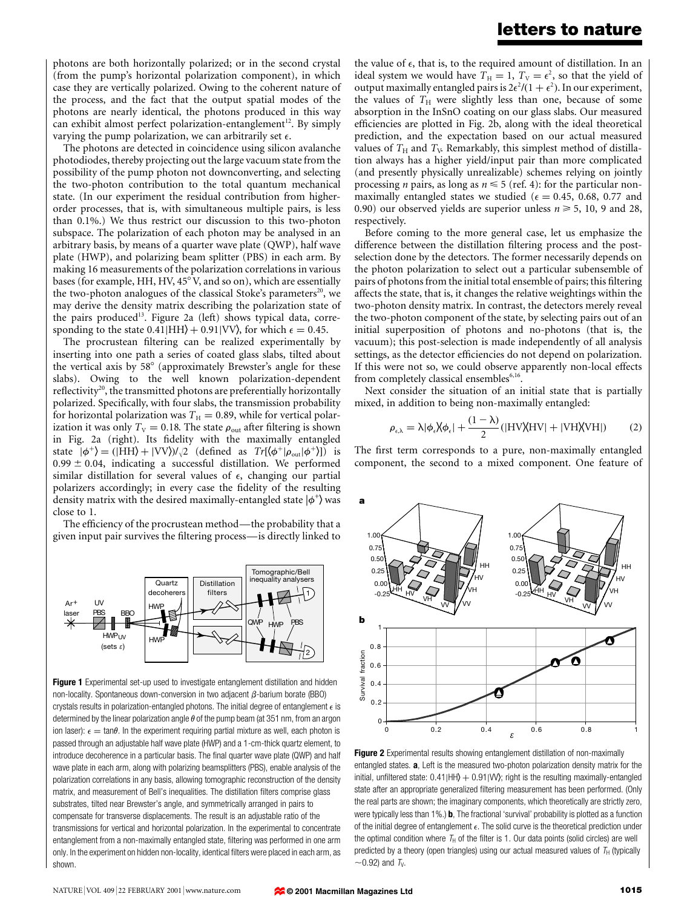photons are both horizontally polarized; or in the second crystal (from the pump's horizontal polarization component), in which case they are vertically polarized. Owing to the coherent nature of the process, and the fact that the output spatial modes of the photons are nearly identical, the photons produced in this way can exhibit almost perfect polarization-entanglement[12]. By simply varying the pump polarization, we can arbitrarily set $\epsilon$.

The photons are detected in coincidence using silicon avalanche photodiodes, thereby projecting out the large vacuum state from the possibility of the pump photon not downconverting, and selecting the two-photon contribution to the total quantum mechanical state. (In our experiment the residual contribution from higher-order processes, that is, with simultaneous multiple pairs, is less than 0.1%.) We thus restrict our discussion to this two-photon subspace. The polarization of each photon may be analysed in an arbitrary basis, by means of a quarter wave plate (QWP), half wave plate (HWP), and polarizing beam splitter (PBS) in each arm. By making 16 measurements of the polarization correlations in various bases (for example, HH, HV, 45° V, and so on), which are essentially the two-photon analogues of the classical Stoke's parameters[20], we may derive the density matrix describing the polarization state of the pairs produced[13]. Figure 2a (left) shows typical data, corresponding to the state $0.41|HH\rangle + 0.91|VV\rangle$, for which $\epsilon = 0.45$.

The procrustean filtering can be realized experimentally by inserting into one path a series of coated glass slabs, tilted about the vertical axis by 58° (approximately Brewster's angle for these slabs). Owing to the well known polarization-dependent reflectivity[20], the transmitted photons are preferentially horizontally polarized. Specifically, with four slabs, the transmission probability for horizontal polarization was $T_H = 0.89$, while for vertical polarization it was only $T_V = 0.18$. The state $\rho_{out}$ after filtering is shown in Fig. 2a (right). Its fidelity with the maximally entangled state $|\phi^+\rangle = (|HH\rangle + |VV\rangle)/\sqrt{2}$ (defined as $Tr[\langle\phi^+|\rho_{out}|\phi^+\rangle]$) is $0.99 \pm 0.04$, indicating a successful distillation. We performed similar distillation for several values of $\epsilon$, changing our partial polarizers accordingly; in every case the fidelity of the resulting density matrix with the desired maximally-entangled state $|\phi^+\rangle$ was close to 1.

The efficiency of the procrustean method—the probability that a given input pair survives the filtering process—is directly linked to the value of $\epsilon$, that is, to the required amount of distillation. In an ideal system we would have $T_H = 1$, $T_V = \epsilon^2$, so that the yield of output maximally entangled pairs is $2\epsilon^2/(1+\epsilon^2)$. In our experiment, the values of $T_H$ were slightly less than one, because of some absorption in the InSnO coating on our glass slabs. Our measured efficiencies are plotted in Fig. 2b, along with the ideal theoretical prediction, and the expectation based on our actual measured values of $T_H$ and $T_V$. Remarkably, this simplest method of distillation always has a higher yield/input pair than more complicated (and presently physically unrealizable) schemes relying on jointly processing $n$ pairs, as long as $n \leq 5$ (ref. 4): for the particular non-maximally entangled states we studied ($\epsilon = 0.45$, 0.68, 0.77 and 0.90) our observed yields are superior unless $n \geq 5$, 10, 9 and 28, respectively.

Before coming to the more general case, let us emphasize the difference between the distillation filtering process and the post-selection done by the detectors. The former necessarily depends on the photon polarization to select out a particular subensemble of pairs of photons from the initial total ensemble of pairs; this filtering affects the state, that is, it changes the relative weightings within the two-photon density matrix. In contrast, the detectors merely reveal the two-photon component of the state, by selecting pairs out of an initial superposition of photons and no-photons (that is, the vacuum); this post-selection is made independently of all analysis settings, as the detector efficiencies do not depend on polarization. If this were not so, we could observe apparently non-local effects from completely classical ensembles[6,16].

Next consider the situation of an initial state that is partially mixed, in addition to being non-maximally entangled:

$$\rho_{\epsilon,\lambda} = \lambda|\phi_\epsilon\rangle\langle\phi_\epsilon| + \frac{(1-\lambda)}{2}(|HV\rangle\langle HV| + |VH\rangle\langle VH|) \quad (2)$$

The first term corresponds to a pure, non-maximally entangled component, the second to a mixed component. One feature of

**Figure 1** Experimental set-up used to investigate entanglement distillation and hidden non-locality. Spontaneous down-conversion in two adjacent $\beta$-barium borate (BBO) crystals results in polarization-entangled photons. The initial degree of entanglement $\epsilon$ is determined by the linear polarization angle $\theta$ of the pump beam (at 351 nm, from an argon ion laser): $\epsilon = \tan\theta$. In the experiment requiring partial mixture as well, each photon is passed through an adjustable half wave plate (HWP) and a 1-cm-thick quartz element, to introduce decoherence in a particular basis. The final quarter wave plate (QWP) and half wave plate in each arm, along with polarizing beamsplitters (PBS), enable analysis of the polarization correlations in any basis, allowing tomographic reconstruction of the density matrix, and measurement of Bell's inequalities. The distillation filters comprise glass substrates, tilted near Brewster's angle, and symmetrically arranged in pairs to compensate for transverse displacements. The result is an adjustable ratio of the transmissions for vertical and horizontal polarization. In the experimental to concentrate entanglement from a non-maximally entangled state, filtering was performed in one arm only. In the experiment on hidden non-locality, identical filters were placed in each arm, as shown.

**Figure 2** Experimental results showing entanglement distillation of non-maximally entangled states. **a**, Left is the measured two-photon polarization density matrix for the initial, unfiltered state: $0.41|HH\rangle + 0.91|VV\rangle$; right is the resulting maximally-entangled state after an appropriate generalized filtering measurement has been performed. (Only the real parts are shown; the imaginary components, which theoretically are strictly zero, were typically less than 1%.) **b**, The fractional 'survival' probability is plotted as a function of the initial degree of entanglement $\epsilon$. The solid curve is the theoretical prediction under the optimal condition where $T_H$ of the filter is 1. Our data points (solid circles) are well predicted by a theory (open triangles) using our actual measured values of $T_H$ (typically ~0.92) and $T_V$.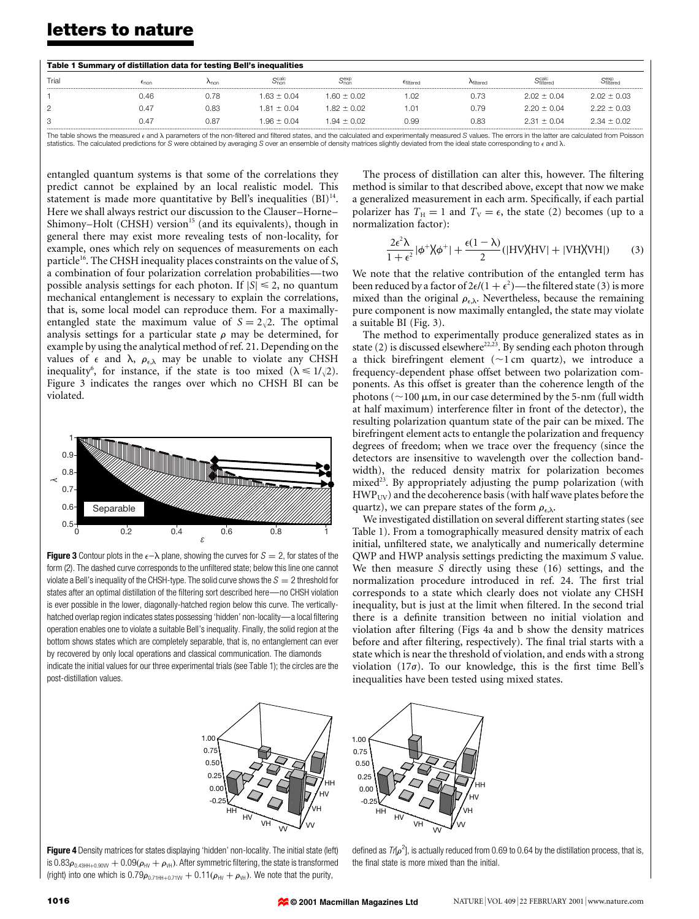**Table 1 Summary of distillation data for testing Bell's inequalities**

| Trial | $\epsilon_{non}$ | $\lambda_{non}$ | $S^{calc}_{non}$ | $S^{exp}_{non}$ | $\epsilon_{filtered}$ | $\lambda_{filtered}$ | $S^{calc}_{filtered}$ | $S^{exp}_{filtered}$ |
|---|---|---|---|---|---|---|---|---|
| 1 | 0.46 | 0.78 | $1.63 \pm 0.04$ | $1.60 \pm 0.02$ | 1.02 | 0.73 | $2.02 \pm 0.04$ | $2.02 \pm 0.03$ |
| 2 | 0.47 | 0.83 | $1.81 \pm 0.04$ | $1.82 \pm 0.02$ | 1.01 | 0.79 | $2.20 \pm 0.04$ | $2.22 \pm 0.03$ |
| 3 | 0.47 | 0.87 | $1.96 \pm 0.04$ | $1.94 \pm 0.02$ | 0.99 | 0.83 | $2.31 \pm 0.04$ | $2.34 \pm 0.02$ |

The table shows the measured $\epsilon$ and $\lambda$ parameters of the non-filtered and filtered states, and the calculated and experimentally measured $S$ values. The errors in the latter are calculated from Poisson statistics. The calculated predictions for $S$ were obtained by averaging $S$ over an ensemble of density matrices slightly deviated from the ideal state corresponding to $\epsilon$ and $\lambda$.

entangled quantum systems is that some of the correlations they predict cannot be explained by an local realistic model. This statement is made more quantitative by Bell's inequalities (BI)[14]. Here we shall always restrict our discussion to the Clauser–Horne–Shimony–Holt (CHSH) version[15] (and its equivalents), though in general there may exist more revealing tests of non-locality, for example, ones which rely on sequences of measurements on each particle[16]. The CHSH inequality places constraints on the value of $S$, a combination of four polarization correlation probabilities—two possible analysis settings for each photon. If $|S| \leq 2$, no quantum mechanical entanglement is necessary to explain the correlations, that is, some local model can reproduce them. For a maximally-entangled state the maximum value of $S = 2\sqrt{2}$. The optimal analysis settings for a particular state $\rho$ may be determined, for example by using the analytical method of ref. 21. Depending on the values of $\epsilon$ and $\lambda$, $\rho_{\epsilon,\lambda}$ may be unable to violate any CHSH inequality[6], for instance, if the state is too mixed ($\lambda \leq 1/\sqrt{2}$). Figure 3 indicates the ranges over which no CHSH BI can be violated.

**Figure 3** Contour plots in the $\epsilon$–$\lambda$ plane, showing the curves for $S = 2$, for states of the form (2). The dashed curve corresponds to the unfiltered state; below this line one cannot violate a Bell's inequality of the CHSH-type. The solid curve shows the $S = 2$ threshold for states after an optimal distillation of the filtering sort described here—no CHSH violation is ever possible in the lower, diagonally-hatched region below this curve. The vertically-hatched overlap region indicates states possessing 'hidden' non-locality—a local filtering operation enables one to violate a suitable Bell's inequality. Finally, the solid region at the bottom shows states which are completely separable, that is, no entanglement can ever by recovered by only local operations and classical communication. The diamonds indicate the initial values for our three experimental trials (see Table 1); the circles are the post-distillation values.

The process of distillation can alter this, however. The filtering method is similar to that described above, except that now we make a generalized measurement in each arm. Specifically, if each partial polarizer has $T_H = 1$ and $T_V = \epsilon$, the state (2) becomes (up to a normalization factor):

$$\frac{2\epsilon^2\lambda}{1+\epsilon^2}|\phi^+\rangle\langle\phi^+| + \frac{\epsilon(1-\lambda)}{2}(|HV\rangle\langle HV| + |VH\rangle\langle VH|) \qquad (3)$$

We note that the relative contribution of the entangled term has been reduced by a factor of $2\epsilon/(1+\epsilon^2)$—the filtered state (3) is more mixed than the original $\rho_{\epsilon,\lambda}$. Nevertheless, because the remaining pure component is now maximally entangled, the state may violate a suitable BI (Fig. 3).

The method to experimentally produce generalized states as in state (2) is discussed elsewhere[22,23]. By sending each photon through a thick birefringent element (~1 cm quartz), we introduce a frequency-dependent phase offset between two polarization components. As this offset is greater than the coherence length of the photons (~100 μm, in our case determined by the 5-nm (full width at half maximum) interference filter in front of the detector), the resulting polarization quantum state of the pair can be mixed. The birefringent element acts to entangle the polarization and frequency degrees of freedom; when we trace over the frequency (since the detectors are insensitive to wavelength over the collection bandwidth), the reduced density matrix for polarization becomes mixed[23]. By appropriately adjusting the pump polarization (with $HWP_{UV}$) and the decoherence basis (with half wave plates before the quartz), we can prepare states of the form $\rho_{\epsilon,\lambda}$.

We investigated distillation on several different starting states (see Table 1). From a tomographically measured density matrix of each initial, unfiltered state, we analytically and numerically determine QWP and HWP analysis settings predicting the maximum $S$ value. We then measure $S$ directly using these (16) settings, and the normalization procedure introduced in ref. 24. The first trial corresponds to a state which clearly does not violate any CHSH inequality, but is just at the limit when filtered. In the second trial there is a definite transition between no initial violation and violation after filtering (Figs 4a and b show the density matrices before and after filtering, respectively). The final trial starts with a state which is near the threshold of violation, and ends with a strong violation (17σ). To our knowledge, this is the first time Bell's inequalities have been tested using mixed states.

**Figure 4** Density matrices for states displaying 'hidden' non-locality. The initial state (left) is $0.83\rho_{0.43HH+0.90VV} + 0.09(\rho_{HV} + \rho_{VH})$. After symmetric filtering, the state is transformed (right) into one which is $0.79\rho_{0.71HH+0.71VV} + 0.11(\rho_{HV} + \rho_{VH})$. We note that the purity, defined as $Tr[\rho^2]$, is actually reduced from 0.69 to 0.64 by the distillation process, that is, the final state is more mixed than the initial.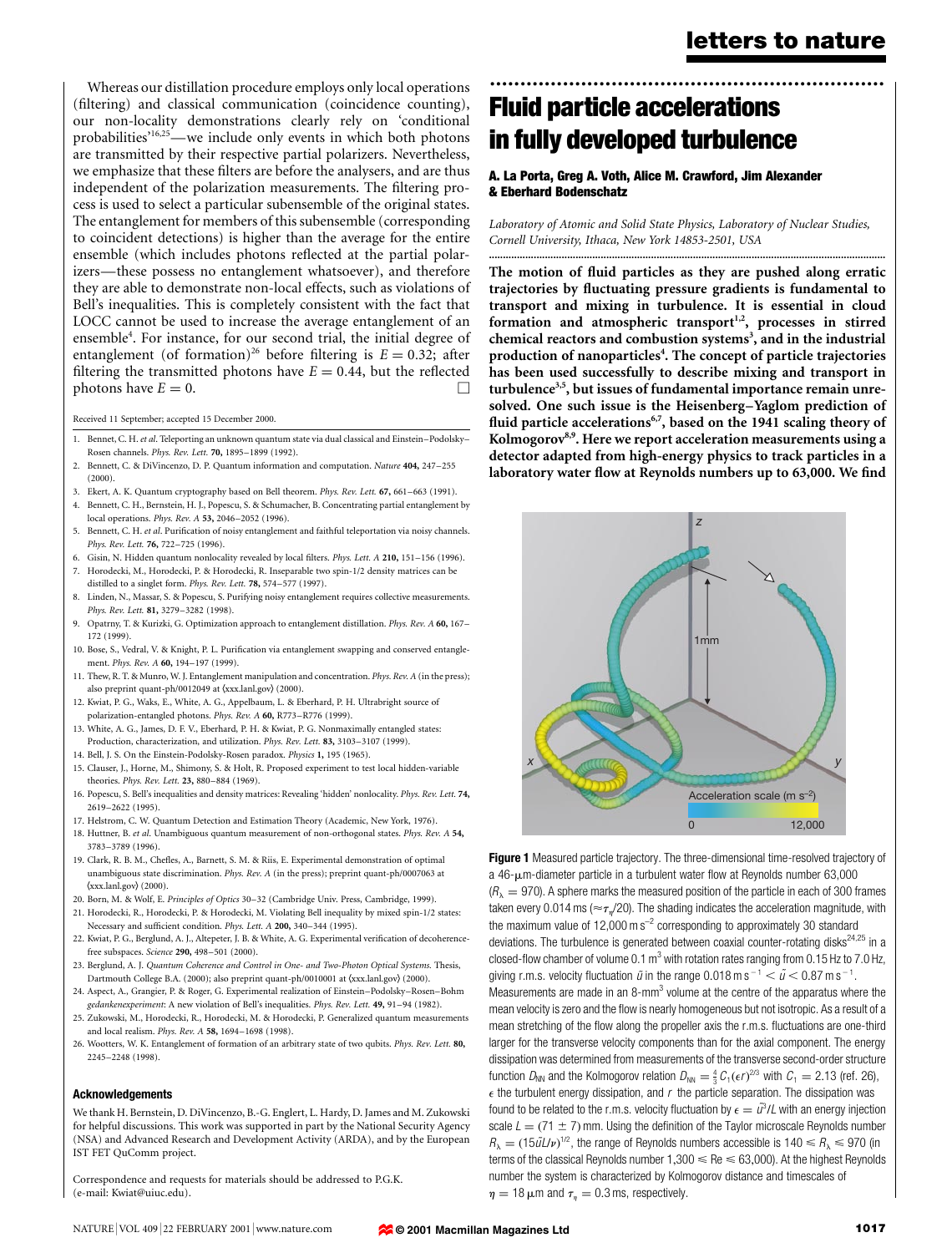Whereas our distillation procedure employs only local operations (filtering) and classical communication (coincidence counting), our non-locality demonstrations clearly rely on 'conditional probabilities'[16,25]—we include only events in which both photons are transmitted by their respective partial polarizers. Nevertheless, we emphasize that these filters are before the analysers, and are thus independent of the polarization measurements. The filtering process is used to select a particular subensemble of the original states. The entanglement for members of this subensemble (corresponding to coincident detections) is higher than the average for the entire ensemble (which includes photons reflected at the partial polarizers—these possess no entanglement whatsoever), and therefore they are able to demonstrate non-local effects, such as violations of Bell's inequalities. This is completely consistent with the fact that LOCC cannot be used to increase the average entanglement of an ensemble[4]. For instance, for our second trial, the initial degree of entanglement (of formation)[26] before filtering is $E = 0.32$; after filtering the transmitted photons have $E = 0.44$, but the reflected photons have $E = 0$. □

Received 11 September; accepted 15 December 2000.

1. Bennet, C. H. *et al.* Teleporting an unknown quantum state via dual classical and Einstein–Podolsky–Rosen channels. *Phys. Rev. Lett.* **70,** 1895–1899 (1992).
2. Bennett, C. & DiVincenzo, D. P. Quantum information and computation. *Nature* **404,** 247–255 (2000).
3. Ekert, A. K. Quantum cryptography based on Bell theorem. *Phys. Rev. Lett.* **67,** 661–663 (1991).
4. Bennett, C. H., Bernstein, H. J., Popescu, S. & Schumacher, B. Concentrating partial entanglement by local operations. *Phys. Rev. A* **53,** 2046–2052 (1996).
5. Bennett, C. H. *et al.* Purification of noisy entanglement and faithful teleportation via noisy channels. *Phys. Rev. Lett.* **76,** 722–725 (1996).
6. Gisin, N. Hidden quantum nonlocality revealed by local filters. *Phys. Lett. A* **210,** 151–156 (1996).
7. Horodecki, M., Horodecki, P. & Horodecki, R. Inseparable two spin-1/2 density matrices can be distilled to a singlet form. *Phys. Rev. Lett.* **78,** 574–577 (1997).
8. Linden, N., Massar, S. & Popescu, S. Purifying noisy entanglement requires collective measurements. *Phys. Rev. Lett.* **81,** 3279–3282 (1998).
9. Opatrny, T. & Kurizki, G. Optimization approach to entanglement distillation. *Phys. Rev. A* **60,** 167–172 (1999).
10. Bose, S., Vedral, V. & Knight, P. L. Purification via entanglement swapping and conserved entanglement. *Phys. Rev. A* **60,** 194–197 (1999).
11. Thew, R. T. & Munro, W. J. Entanglement manipulation and concentration. *Phys. Rev. A* (in the press); also preprint quant-ph/0012049 at ⟨xxx.lanl.gov⟩ (2000).
12. Kwiat, P. G., Waks, E., White, A. G., Appelbaum, L. & Eberhard, P. H. Ultrabright source of polarization-entangled photons. *Phys. Rev. A* **60,** R773–R776 (1999).
13. White, A. G., James, D. F. V., Eberhard, P. H. & Kwiat, P. G. Nonmaximally entangled states: Production, characterization, and utilization. *Phys. Rev. Lett.* **83,** 3103–3107 (1999).
14. Bell, J. S. On the Einstein-Podolsky-Rosen paradox. *Physics* **1,** 195 (1965).
15. Clauser, J., Horne, M., Shimony, S. & Holt, R. Proposed experiment to test local hidden-variable theories. *Phys. Rev. Lett.* **23,** 880–884 (1969).
16. Popescu, S. Bell's inequalities and density matrices: Revealing 'hidden' nonlocality. *Phys. Rev. Lett.* **74,** 2619–2622 (1995).
17. Helstrom, C. W. Quantum Detection and Estimation Theory (Academic, New York, 1976).
18. Huttner, B. *et al.* Unambiguous quantum measurement of non-orthogonal states. *Phys. Rev. A* **54,** 3783–3789 (1996).
19. Clark, R. B. M., Chefles, A., Barnett, S. M. & Riis, E. Experimental demonstration of optimal unambiguous state discrimination. *Phys. Rev. A* (in the press); preprint quant-ph/0007063 at ⟨xxx.lanl.gov⟩ (2000).
20. Born, M. & Wolf, E. *Principles of Optics* 30–32 (Cambridge Univ. Press, Cambridge, 1999).
21. Horodecki, R., Horodecki, P. & Horodecki, M. Violating Bell inequality by mixed spin-1/2 states: Necessary and sufficient condition. *Phys. Lett. A* **200,** 340–344 (1995).
22. Kwiat, P. G., Berglund, A. J., Altepeter, J. B. & White, A. G. Experimental verification of decoherence-free subspaces. *Science* **290,** 498–501 (2000).
23. Berglund, A. J. *Quantum Coherence and Control in One- and Two-Photon Optical Systems.* Thesis, Dartmouth College B.A. (2000); also preprint quant-ph/0010001 at ⟨xxx.lanl.gov⟩ (2000).
24. Aspect, A., Grangier, P. & Roger, G. Experimental realization of Einstein–Podolsky–Rosen–Bohm *gedankenexperiment*: A new violation of Bell's inequalities. *Phys. Rev. Lett.* **49,** 91–94 (1982).
25. Zukowski, M., Horodecki, R., Horodecki, M. & Horodecki, P. Generalized quantum measurements and local realism. *Phys. Rev. A* **58,** 1694–1698 (1998).
26. Wootters, W. K. Entanglement of formation of an arbitrary state of two qubits. *Phys. Rev. Lett.* **80,** 2245–2248 (1998).

### Acknowledgements

We thank H. Bernstein, D. DiVincenzo, B.-G. Englert, L. Hardy, D. James and M. Zukowski for helpful discussions. This work was supported in part by the National Security Agency (NSA) and Advanced Research and Development Activity (ARDA), and by the European IST FET QuComm project.

Correspondence and requests for materials should be addressed to P.G.K. (e-mail: Kwiat@uiuc.edu).

# Fluid particle accelerations in fully developed turbulence

**A. La Porta, Greg A. Voth, Alice M. Crawford, Jim Alexander & Eberhard Bodenschatz**

*Laboratory of Atomic and Solid State Physics, Laboratory of Nuclear Studies, Cornell University, Ithaca, New York 14853-2501, USA*

**The motion of fluid particles as they are pushed along erratic trajectories by fluctuating pressure gradients is fundamental to transport and mixing in turbulence. It is essential in cloud formation and atmospheric transport[1,2], processes in stirred chemical reactors and combustion systems[3], and in the industrial production of nanoparticles[4]. The concept of particle trajectories has been used successfully to describe mixing and transport in turbulence[3,5], but issues of fundamental importance remain unresolved. One such issue is the Heisenberg–Yaglom prediction of fluid particle accelerations[6,7], based on the 1941 scaling theory of Kolmogorov[8,9]. Here we report acceleration measurements using a detector adapted from high-energy physics to track particles in a laboratory water flow at Reynolds numbers up to 63,000. We find**

z

1mm

x

y

Acceleration scale (m s$^{-2}$)

0

12,000

**Figure 1** Measured particle trajectory. The three-dimensional time-resolved trajectory of a 46-μm-diameter particle in a turbulent water flow at Reynolds number 63,000 ($R_\lambda = 970$). A sphere marks the measured position of the particle in each of 300 frames taken every 0.014 ms ($\approx \tau_\eta/20$). The shading indicates the acceleration magnitude, with the maximum value of 12,000 m s$^{-2}$ corresponding to approximately 30 standard deviations. The turbulence is generated between coaxial counter-rotating disks[24,25] in a closed-flow chamber of volume 0.1 m$^3$ with rotation rates ranging from 0.15 Hz to 7.0 Hz, giving r.m.s. velocity fluctuation $\tilde{u}$ in the range 0.018 m s$^{-1}$ < $\tilde{u}$ < 0.87 m s$^{-1}$. Measurements are made in an 8-mm$^3$ volume at the centre of the apparatus where the mean velocity is zero and the flow is nearly homogeneous but not isotropic. As a result of a mean stretching of the flow along the propeller axis the r.m.s. fluctuations are one-third larger for the transverse velocity components than for the axial component. The energy dissipation was determined from measurements of the transverse second-order structure function $D_{NN}$ and the Kolmogorov relation $D_{NN} = \frac{4}{3}C_1(\epsilon r)^{2/3}$ with $C_1 = 2.13$ (ref. 26), $\epsilon$ the turbulent energy dissipation, and $r$ the particle separation. The dissipation was found to be related to the r.m.s. velocity fluctuation by $\epsilon = \tilde{u}^3/L$ with an energy injection scale $L = (71 \pm 7)$ mm. Using the definition of the Taylor microscale Reynolds number $R_\lambda = (15\tilde{u}L/\nu)^{1/2}$, the range of Reynolds numbers accessible is $140 \le R_\lambda \le 970$ (in terms of the classical Reynolds number $1{,}300 \le \mathrm{Re} \le 63{,}000$). At the highest Reynolds number the system is characterized by Kolmogorov distance and timescales of $\eta = 18$ μm and $\tau_\eta = 0.3$ ms, respectively.